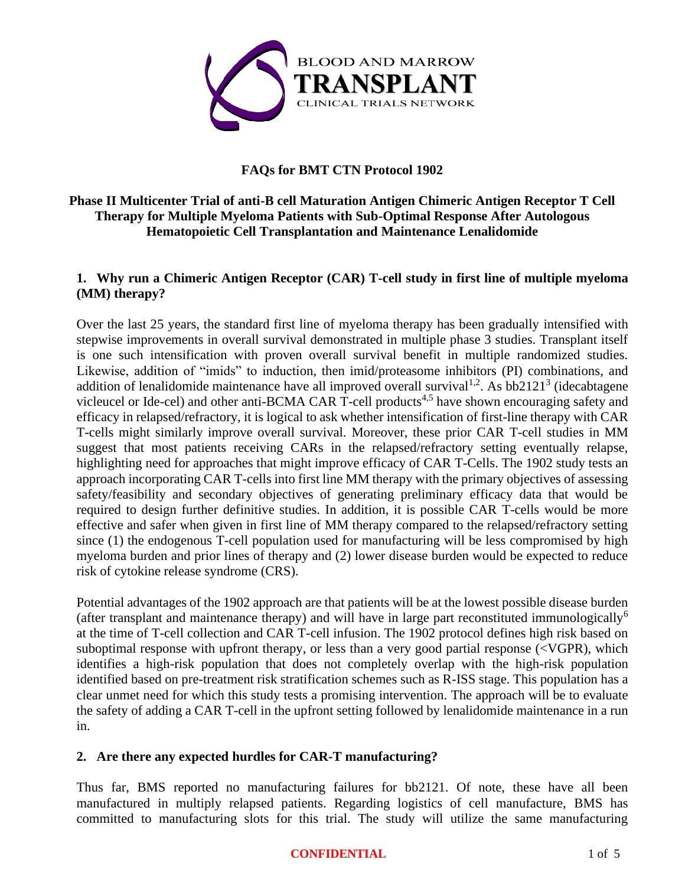**BLOOD AND MARROW TRANSPLANT CLINICAL TRIALS NETWORK**

# FAQs for BMT CTN Protocol 1902

## Phase II Multicenter Trial of anti-B cell Maturation Antigen Chimeric Antigen Receptor T Cell Therapy for Multiple Myeloma Patients with Sub-Optimal Response After Autologous Hematopoietic Cell Transplantation and Maintenance Lenalidomide

### 1. Why run a Chimeric Antigen Receptor (CAR) T-cell study in first line of multiple myeloma (MM) therapy?

Over the last 25 years, the standard first line of myeloma therapy has been gradually intensified with stepwise improvements in overall survival demonstrated in multiple phase 3 studies. Transplant itself is one such intensification with proven overall survival benefit in multiple randomized studies. Likewise, addition of "imids" to induction, then imid/proteasome inhibitors (PI) combinations, and addition of lenalidomide maintenance have all improved overall survival[1,2]. As bb2121[3] (idecabtagene vicleucel or Ide-cel) and other anti-BCMA CAR T-cell products[4,5] have shown encouraging safety and efficacy in relapsed/refractory, it is logical to ask whether intensification of first-line therapy with CAR T-cells might similarly improve overall survival. Moreover, these prior CAR T-cell studies in MM suggest that most patients receiving CARs in the relapsed/refractory setting eventually relapse, highlighting need for approaches that might improve efficacy of CAR T-Cells. The 1902 study tests an approach incorporating CAR T-cells into first line MM therapy with the primary objectives of assessing safety/feasibility and secondary objectives of generating preliminary efficacy data that would be required to design further definitive studies. In addition, it is possible CAR T-cells would be more effective and safer when given in first line of MM therapy compared to the relapsed/refractory setting since (1) the endogenous T-cell population used for manufacturing will be less compromised by high myeloma burden and prior lines of therapy and (2) lower disease burden would be expected to reduce risk of cytokine release syndrome (CRS).

Potential advantages of the 1902 approach are that patients will be at the lowest possible disease burden (after transplant and maintenance therapy) and will have in large part reconstituted immunologically[6] at the time of T-cell collection and CAR T-cell infusion. The 1902 protocol defines high risk based on suboptimal response with upfront therapy, or less than a very good partial response (<VGPR), which identifies a high-risk population that does not completely overlap with the high-risk population identified based on pre-treatment risk stratification schemes such as R-ISS stage. This population has a clear unmet need for which this study tests a promising intervention. The approach will be to evaluate the safety of adding a CAR T-cell in the upfront setting followed by lenalidomide maintenance in a run in.

### 2. Are there any expected hurdles for CAR-T manufacturing?

Thus far, BMS reported no manufacturing failures for bb2121. Of note, these have all been manufactured in multiply relapsed patients. Regarding logistics of cell manufacture, BMS has committed to manufacturing slots for this trial. The study will utilize the same manufacturing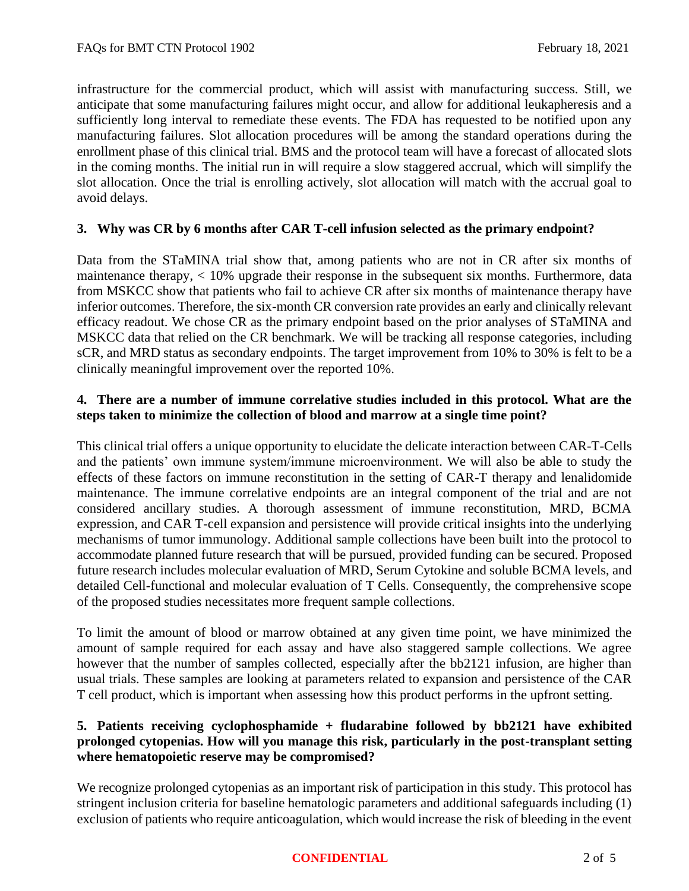infrastructure for the commercial product, which will assist with manufacturing success. Still, we anticipate that some manufacturing failures might occur, and allow for additional leukapheresis and a sufficiently long interval to remediate these events. The FDA has requested to be notified upon any manufacturing failures. Slot allocation procedures will be among the standard operations during the enrollment phase of this clinical trial. BMS and the protocol team will have a forecast of allocated slots in the coming months. The initial run in will require a slow staggered accrual, which will simplify the slot allocation. Once the trial is enrolling actively, slot allocation will match with the accrual goal to avoid delays.

### 3. Why was CR by 6 months after CAR T-cell infusion selected as the primary endpoint?

Data from the STaMINA trial show that, among patients who are not in CR after six months of maintenance therapy, < 10% upgrade their response in the subsequent six months. Furthermore, data from MSKCC show that patients who fail to achieve CR after six months of maintenance therapy have inferior outcomes. Therefore, the six-month CR conversion rate provides an early and clinically relevant efficacy readout. We chose CR as the primary endpoint based on the prior analyses of STaMINA and MSKCC data that relied on the CR benchmark. We will be tracking all response categories, including sCR, and MRD status as secondary endpoints. The target improvement from 10% to 30% is felt to be a clinically meaningful improvement over the reported 10%.

### 4. There are a number of immune correlative studies included in this protocol. What are the steps taken to minimize the collection of blood and marrow at a single time point?

This clinical trial offers a unique opportunity to elucidate the delicate interaction between CAR-T-Cells and the patients' own immune system/immune microenvironment. We will also be able to study the effects of these factors on immune reconstitution in the setting of CAR-T therapy and lenalidomide maintenance. The immune correlative endpoints are an integral component of the trial and are not considered ancillary studies. A thorough assessment of immune reconstitution, MRD, BCMA expression, and CAR T-cell expansion and persistence will provide critical insights into the underlying mechanisms of tumor immunology. Additional sample collections have been built into the protocol to accommodate planned future research that will be pursued, provided funding can be secured. Proposed future research includes molecular evaluation of MRD, Serum Cytokine and soluble BCMA levels, and detailed Cell-functional and molecular evaluation of T Cells. Consequently, the comprehensive scope of the proposed studies necessitates more frequent sample collections.

To limit the amount of blood or marrow obtained at any given time point, we have minimized the amount of sample required for each assay and have also staggered sample collections. We agree however that the number of samples collected, especially after the bb2121 infusion, are higher than usual trials. These samples are looking at parameters related to expansion and persistence of the CAR T cell product, which is important when assessing how this product performs in the upfront setting.

### 5. Patients receiving cyclophosphamide + fludarabine followed by bb2121 have exhibited prolonged cytopenias. How will you manage this risk, particularly in the post-transplant setting where hematopoietic reserve may be compromised?

We recognize prolonged cytopenias as an important risk of participation in this study. This protocol has stringent inclusion criteria for baseline hematologic parameters and additional safeguards including (1) exclusion of patients who require anticoagulation, which would increase the risk of bleeding in the event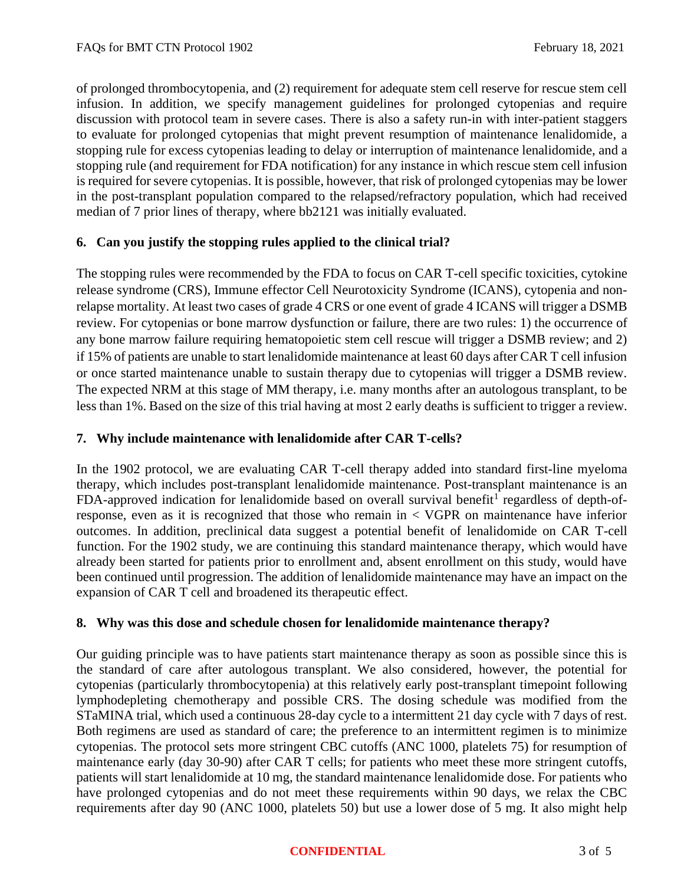of prolonged thrombocytopenia, and (2) requirement for adequate stem cell reserve for rescue stem cell infusion. In addition, we specify management guidelines for prolonged cytopenias and require discussion with protocol team in severe cases. There is also a safety run-in with inter-patient staggers to evaluate for prolonged cytopenias that might prevent resumption of maintenance lenalidomide, a stopping rule for excess cytopenias leading to delay or interruption of maintenance lenalidomide, and a stopping rule (and requirement for FDA notification) for any instance in which rescue stem cell infusion is required for severe cytopenias. It is possible, however, that risk of prolonged cytopenias may be lower in the post-transplant population compared to the relapsed/refractory population, which had received median of 7 prior lines of therapy, where bb2121 was initially evaluated.

## 6. Can you justify the stopping rules applied to the clinical trial?

The stopping rules were recommended by the FDA to focus on CAR T-cell specific toxicities, cytokine release syndrome (CRS), Immune effector Cell Neurotoxicity Syndrome (ICANS), cytopenia and non-relapse mortality. At least two cases of grade 4 CRS or one event of grade 4 ICANS will trigger a DSMB review. For cytopenias or bone marrow dysfunction or failure, there are two rules: 1) the occurrence of any bone marrow failure requiring hematopoietic stem cell rescue will trigger a DSMB review; and 2) if 15% of patients are unable to start lenalidomide maintenance at least 60 days after CAR T cell infusion or once started maintenance unable to sustain therapy due to cytopenias will trigger a DSMB review. The expected NRM at this stage of MM therapy, i.e. many months after an autologous transplant, to be less than 1%. Based on the size of this trial having at most 2 early deaths is sufficient to trigger a review.

## 7. Why include maintenance with lenalidomide after CAR T-cells?

In the 1902 protocol, we are evaluating CAR T-cell therapy added into standard first-line myeloma therapy, which includes post-transplant lenalidomide maintenance. Post-transplant maintenance is an FDA-approved indication for lenalidomide based on overall survival benefit[1] regardless of depth-of-response, even as it is recognized that those who remain in < VGPR on maintenance have inferior outcomes. In addition, preclinical data suggest a potential benefit of lenalidomide on CAR T-cell function. For the 1902 study, we are continuing this standard maintenance therapy, which would have already been started for patients prior to enrollment and, absent enrollment on this study, would have been continued until progression. The addition of lenalidomide maintenance may have an impact on the expansion of CAR T cell and broadened its therapeutic effect.

## 8. Why was this dose and schedule chosen for lenalidomide maintenance therapy?

Our guiding principle was to have patients start maintenance therapy as soon as possible since this is the standard of care after autologous transplant. We also considered, however, the potential for cytopenias (particularly thrombocytopenia) at this relatively early post-transplant timepoint following lymphodepleting chemotherapy and possible CRS. The dosing schedule was modified from the STaMINA trial, which used a continuous 28-day cycle to a intermittent 21 day cycle with 7 days of rest. Both regimens are used as standard of care; the preference to an intermittent regimen is to minimize cytopenias. The protocol sets more stringent CBC cutoffs (ANC 1000, platelets 75) for resumption of maintenance early (day 30-90) after CAR T cells; for patients who meet these more stringent cutoffs, patients will start lenalidomide at 10 mg, the standard maintenance lenalidomide dose. For patients who have prolonged cytopenias and do not meet these requirements within 90 days, we relax the CBC requirements after day 90 (ANC 1000, platelets 50) but use a lower dose of 5 mg. It also might help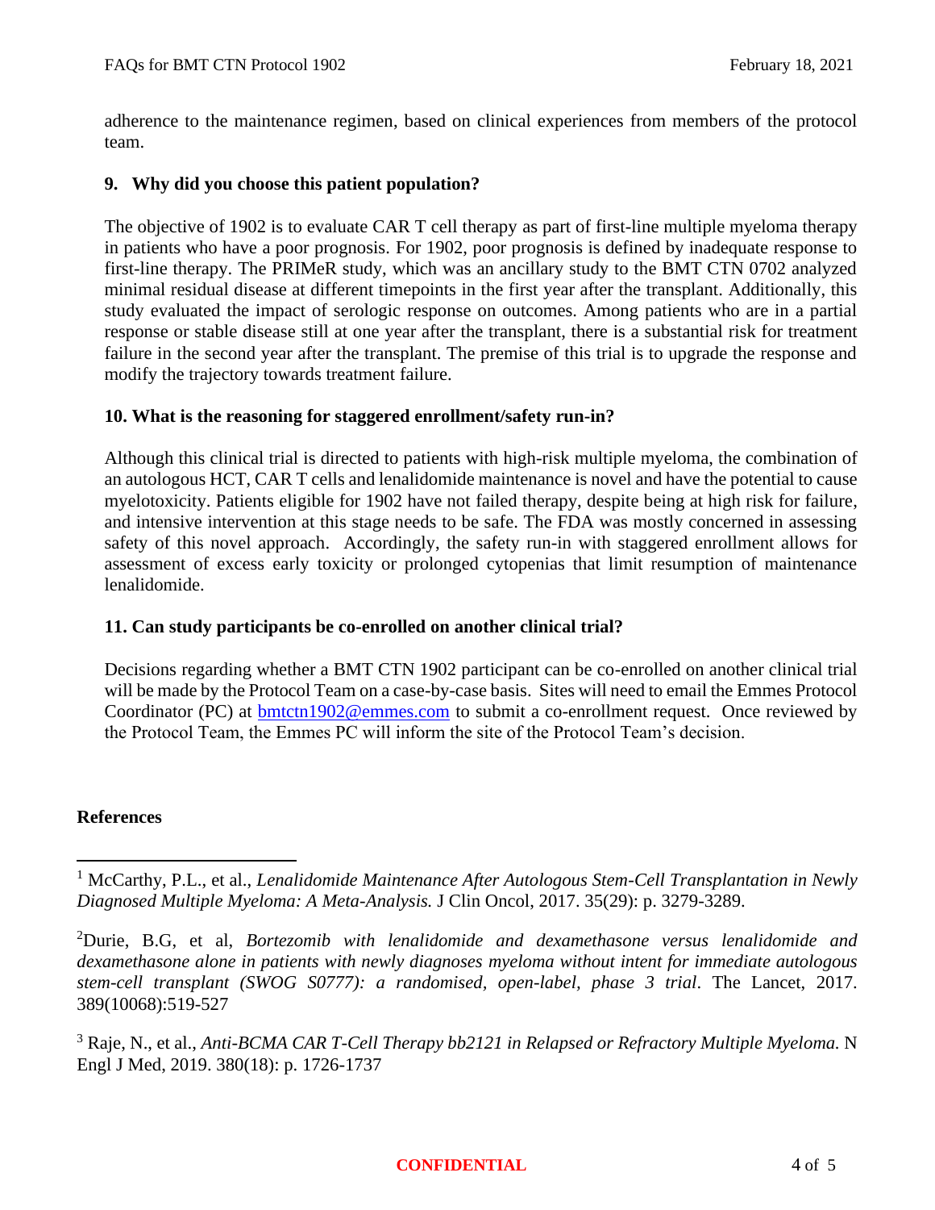adherence to the maintenance regimen, based on clinical experiences from members of the protocol team.

### 9. Why did you choose this patient population?

The objective of 1902 is to evaluate CAR T cell therapy as part of first-line multiple myeloma therapy in patients who have a poor prognosis. For 1902, poor prognosis is defined by inadequate response to first-line therapy. The PRIMeR study, which was an ancillary study to the BMT CTN 0702 analyzed minimal residual disease at different timepoints in the first year after the transplant. Additionally, this study evaluated the impact of serologic response on outcomes. Among patients who are in a partial response or stable disease still at one year after the transplant, there is a substantial risk for treatment failure in the second year after the transplant. The premise of this trial is to upgrade the response and modify the trajectory towards treatment failure.

### 10. What is the reasoning for staggered enrollment/safety run-in?

Although this clinical trial is directed to patients with high-risk multiple myeloma, the combination of an autologous HCT, CAR T cells and lenalidomide maintenance is novel and have the potential to cause myelotoxicity. Patients eligible for 1902 have not failed therapy, despite being at high risk for failure, and intensive intervention at this stage needs to be safe. The FDA was mostly concerned in assessing safety of this novel approach. Accordingly, the safety run-in with staggered enrollment allows for assessment of excess early toxicity or prolonged cytopenias that limit resumption of maintenance lenalidomide.

### 11. Can study participants be co-enrolled on another clinical trial?

Decisions regarding whether a BMT CTN 1902 participant can be co-enrolled on another clinical trial will be made by the Protocol Team on a case-by-case basis. Sites will need to email the Emmes Protocol Coordinator (PC) at bmtctn1902@emmes.com to submit a co-enrollment request. Once reviewed by the Protocol Team, the Emmes PC will inform the site of the Protocol Team's decision.

**References**

[1] McCarthy, P.L., et al., *Lenalidomide Maintenance After Autologous Stem-Cell Transplantation in Newly Diagnosed Multiple Myeloma: A Meta-Analysis.* J Clin Oncol, 2017. 35(29): p. 3279-3289.

[2] Durie, B.G, et al, *Bortezomib with lenalidomide and dexamethasone versus lenalidomide and dexamethasone alone in patients with newly diagnoses myeloma without intent for immediate autologous stem-cell transplant (SWOG S0777): a randomised, open-label, phase 3 trial*. The Lancet, 2017. 389(10068):519-527

[3] Raje, N., et al., *Anti-BCMA CAR T-Cell Therapy bb2121 in Relapsed or Refractory Multiple Myeloma.* N Engl J Med, 2019. 380(18): p. 1726-1737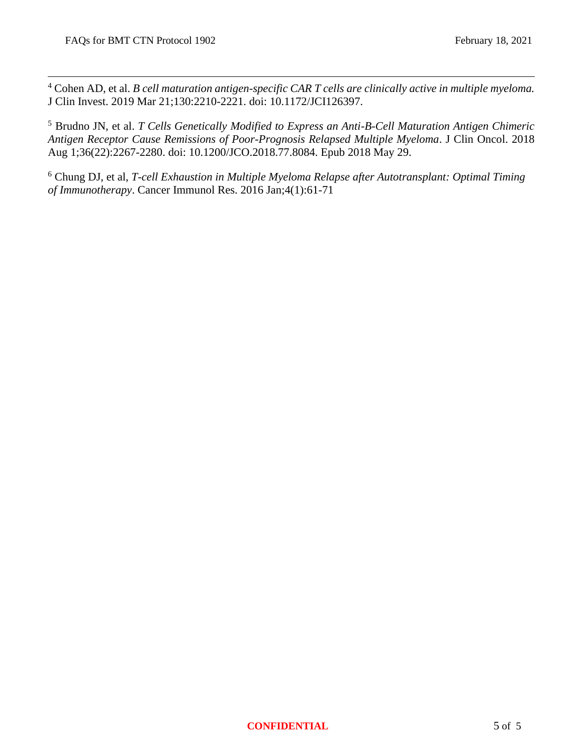[4] Cohen AD, et al. *B cell maturation antigen-specific CAR T cells are clinically active in multiple myeloma.* J Clin Invest. 2019 Mar 21;130:2210-2221. doi: 10.1172/JCI126397.

[5] Brudno JN, et al. *T Cells Genetically Modified to Express an Anti-B-Cell Maturation Antigen Chimeric Antigen Receptor Cause Remissions of Poor-Prognosis Relapsed Multiple Myeloma*. J Clin Oncol. 2018 Aug 1;36(22):2267-2280. doi: 10.1200/JCO.2018.77.8084. Epub 2018 May 29.

[6] Chung DJ, et al, *T-cell Exhaustion in Multiple Myeloma Relapse after Autotransplant: Optimal Timing of Immunotherapy*. Cancer Immunol Res. 2016 Jan;4(1):61-71

**CONFIDENTIAL**